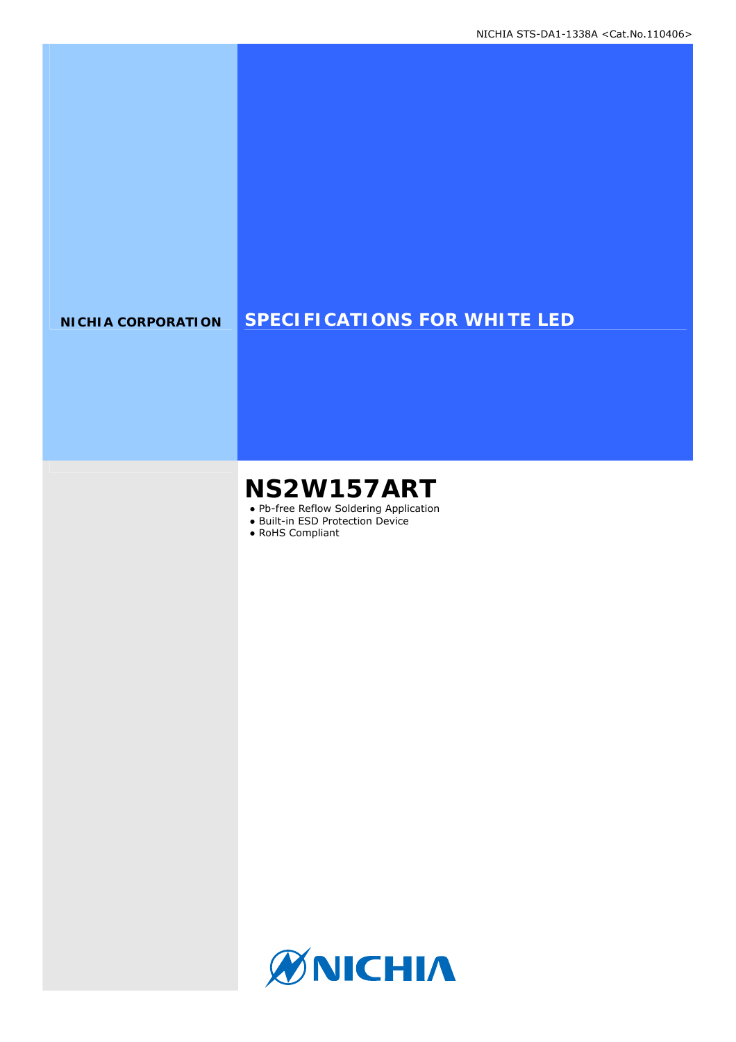NICHIA STS-DA1-1338A <Cat.No.110406>

**NICHIA CORPORATION**

# SPECIFICATIONS FOR WHITE LED

## NS2W157ART

- Pb-free Reflow Soldering Application
- Built-in ESD Protection Device
- RoHS Compliant

NICHIA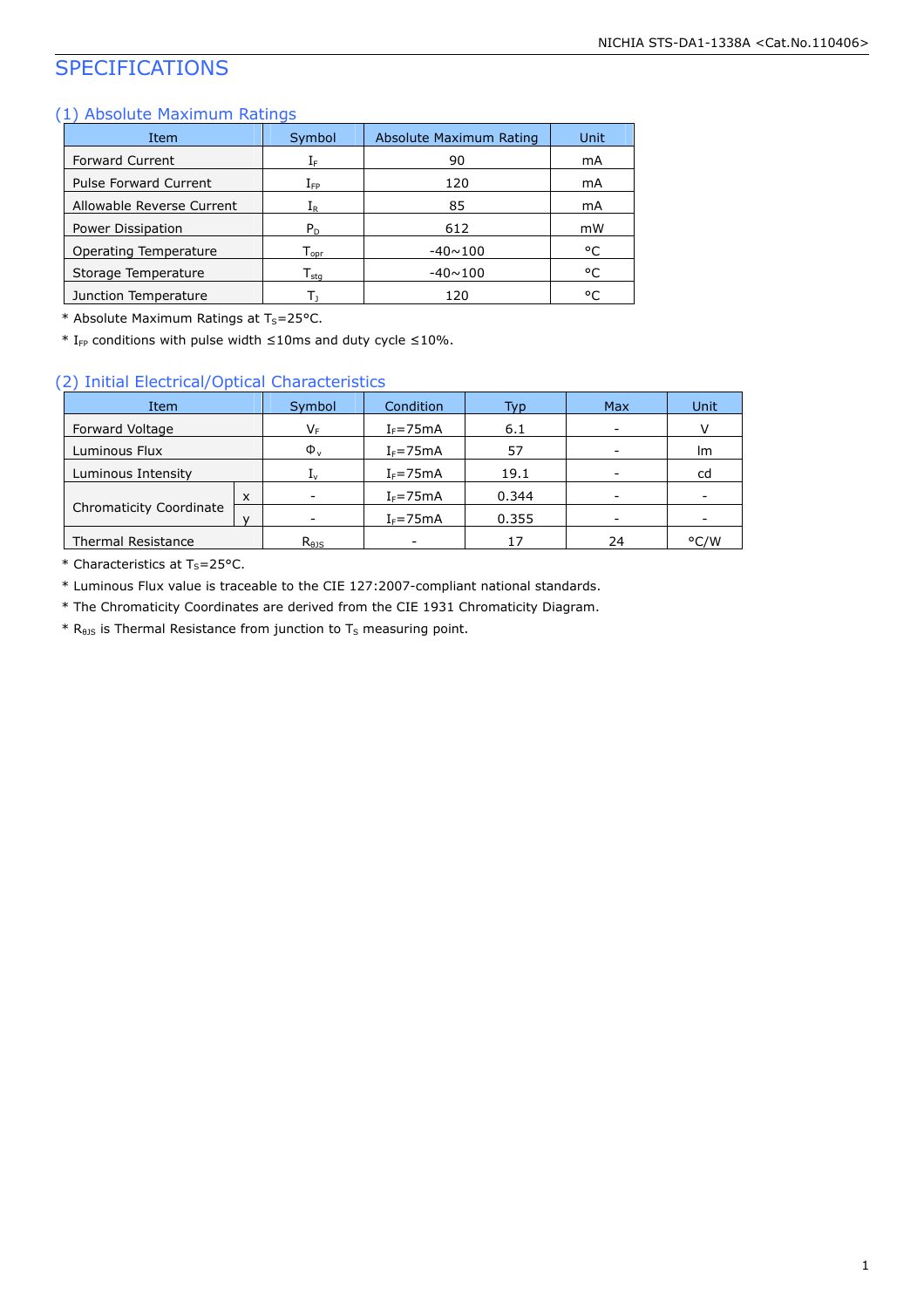# SPECIFICATIONS

## (1) Absolute Maximum Ratings

| Item | Symbol | Absolute Maximum Rating | Unit |
|---|---|---|---|
| Forward Current | $I_F$ | 90 | mA |
| Pulse Forward Current | $I_{FP}$ | 120 | mA |
| Allowable Reverse Current | $I_R$ | 85 | mA |
| Power Dissipation | $P_D$ | 612 | mW |
| Operating Temperature | $T_{opr}$ | -40~100 | °C |
| Storage Temperature | $T_{stg}$ | -40~100 | °C |
| Junction Temperature | $T_J$ | 120 | °C |

* Absolute Maximum Ratings at $T_S$=25°C.

* $I_{FP}$ conditions with pulse width ≤10ms and duty cycle ≤10%.

## (2) Initial Electrical/Optical Characteristics

| Item | | Symbol | Condition | Typ | Max | Unit |
|---|---|---|---|---|---|---|
| Forward Voltage | | $V_F$ | $I_F$=75mA | 6.1 | - | V |
| Luminous Flux | | $\Phi_v$ | $I_F$=75mA | 57 | - | lm |
| Luminous Intensity | | $I_v$ | $I_F$=75mA | 19.1 | - | cd |
| Chromaticity Coordinate | x | - | $I_F$=75mA | 0.344 | - | - |
| | y | - | $I_F$=75mA | 0.355 | - | - |
| Thermal Resistance | | $R_{\theta JS}$ | - | 17 | 24 | °C/W |

* Characteristics at $T_S$=25°C.

* Luminous Flux value is traceable to the CIE 127:2007-compliant national standards.

* The Chromaticity Coordinates are derived from the CIE 1931 Chromaticity Diagram.

* $R_{\theta JS}$ is Thermal Resistance from junction to $T_S$ measuring point.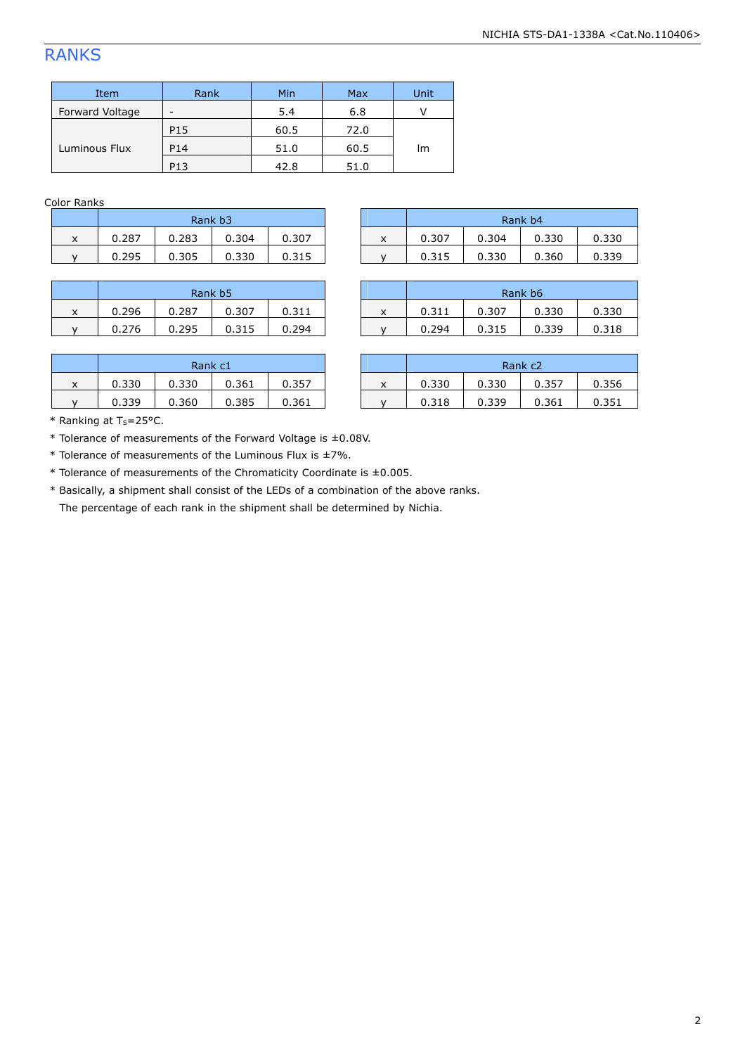# RANKS

| Item | Rank | Min | Max | Unit |
|---|---|---|---|---|
| Forward Voltage | - | 5.4 | 6.8 | V |
| Luminous Flux | P15 | 60.5 | 72.0 | lm |
| | P14 | 51.0 | 60.5 | |
| | P13 | 42.8 | 51.0 | |

Color Ranks

| | Rank b3 | | | |
|---|---|---|---|---|
| x | 0.287 | 0.283 | 0.304 | 0.307 |
| y | 0.295 | 0.305 | 0.330 | 0.315 |

| | Rank b4 | | | |
|---|---|---|---|---|
| x | 0.307 | 0.304 | 0.330 | 0.330 |
| y | 0.315 | 0.330 | 0.360 | 0.339 |

| | Rank b5 | | | |
|---|---|---|---|---|
| x | 0.296 | 0.287 | 0.307 | 0.311 |
| y | 0.276 | 0.295 | 0.315 | 0.294 |

| | Rank b6 | | | |
|---|---|---|---|---|
| x | 0.311 | 0.307 | 0.330 | 0.330 |
| y | 0.294 | 0.315 | 0.339 | 0.318 |

| | Rank c1 | | | |
|---|---|---|---|---|
| x | 0.330 | 0.330 | 0.361 | 0.357 |
| y | 0.339 | 0.360 | 0.385 | 0.361 |

| | Rank c2 | | | |
|---|---|---|---|---|
| x | 0.330 | 0.330 | 0.357 | 0.356 |
| y | 0.318 | 0.339 | 0.361 | 0.351 |

\* Ranking at $T_S$=25°C.

\* Tolerance of measurements of the Forward Voltage is ±0.08V.

\* Tolerance of measurements of the Luminous Flux is ±7%.

\* Tolerance of measurements of the Chromaticity Coordinate is ±0.005.

\* Basically, a shipment shall consist of the LEDs of a combination of the above ranks.
The percentage of each rank in the shipment shall be determined by Nichia.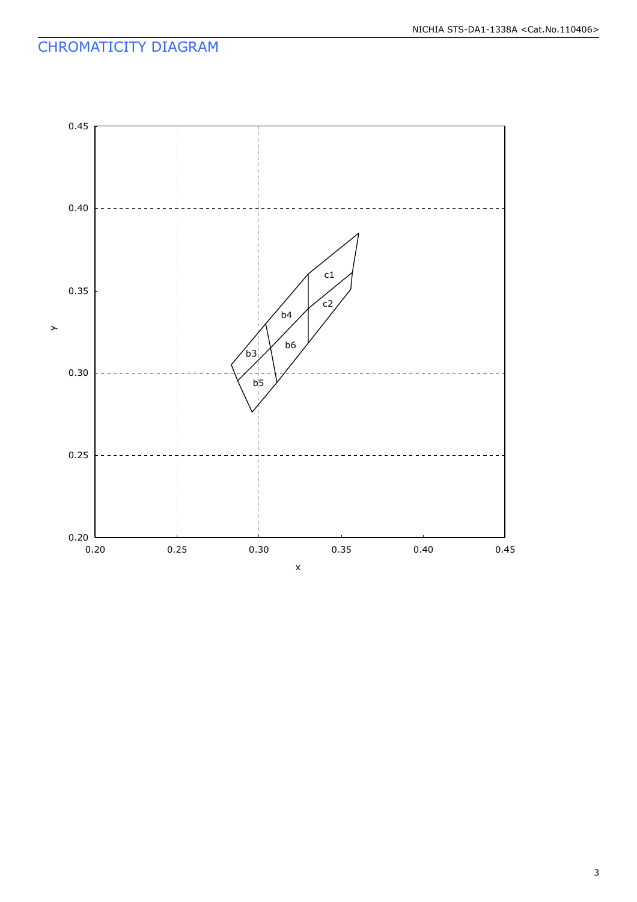# CHROMATICITY DIAGRAM

0.45

0.40

0.35

0.30

0.25

0.20

y

0.20 0.25 0.30 0.35 0.40 0.45

x

c1

c2

b4

b6

b3

b5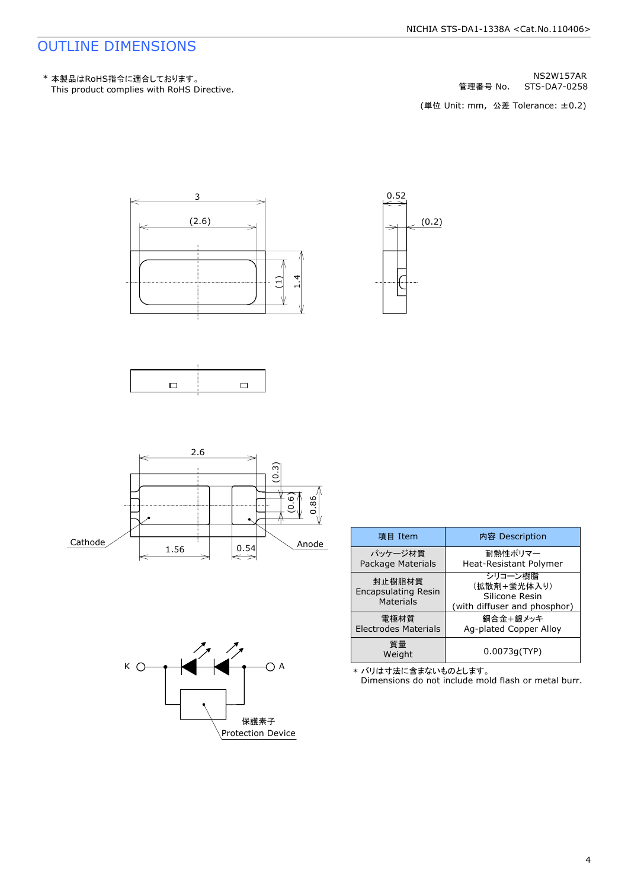# OUTLINE DIMENSIONS

\* 本製品はRoHS指令に適合しております。
This product complies with RoHS Directive.

NS2W157AR
管理番号 No.　STS-DA7-0258

(単位 Unit: mm,  公差 Tolerance: ±0.2)

3
(2.6)
(1)
1.4
0.52
(0.2)

2.6
(0.3)
(0.6)
0.86
Cathode
1.56
0.54
Anode

K
A
保護素子
Protection Device

| 項目 Item | 内容 Description |
|---|---|
| パッケージ材質<br>Package Materials | 耐熱性ポリマー<br>Heat-Resistant Polymer |
| 封止樹脂材質<br>Encapsulating Resin Materials | シリコーン樹脂<br>(拡散剤+蛍光体入り)<br>Silicone Resin<br>(with diffuser and phosphor) |
| 電極材質<br>Electrodes Materials | 銅合金+銀メッキ<br>Ag-plated Copper Alloy |
| 質量<br>Weight | 0.0073g(TYP) |

\* バリは寸法に含まないものとします。
Dimensions do not include mold flash or metal burr.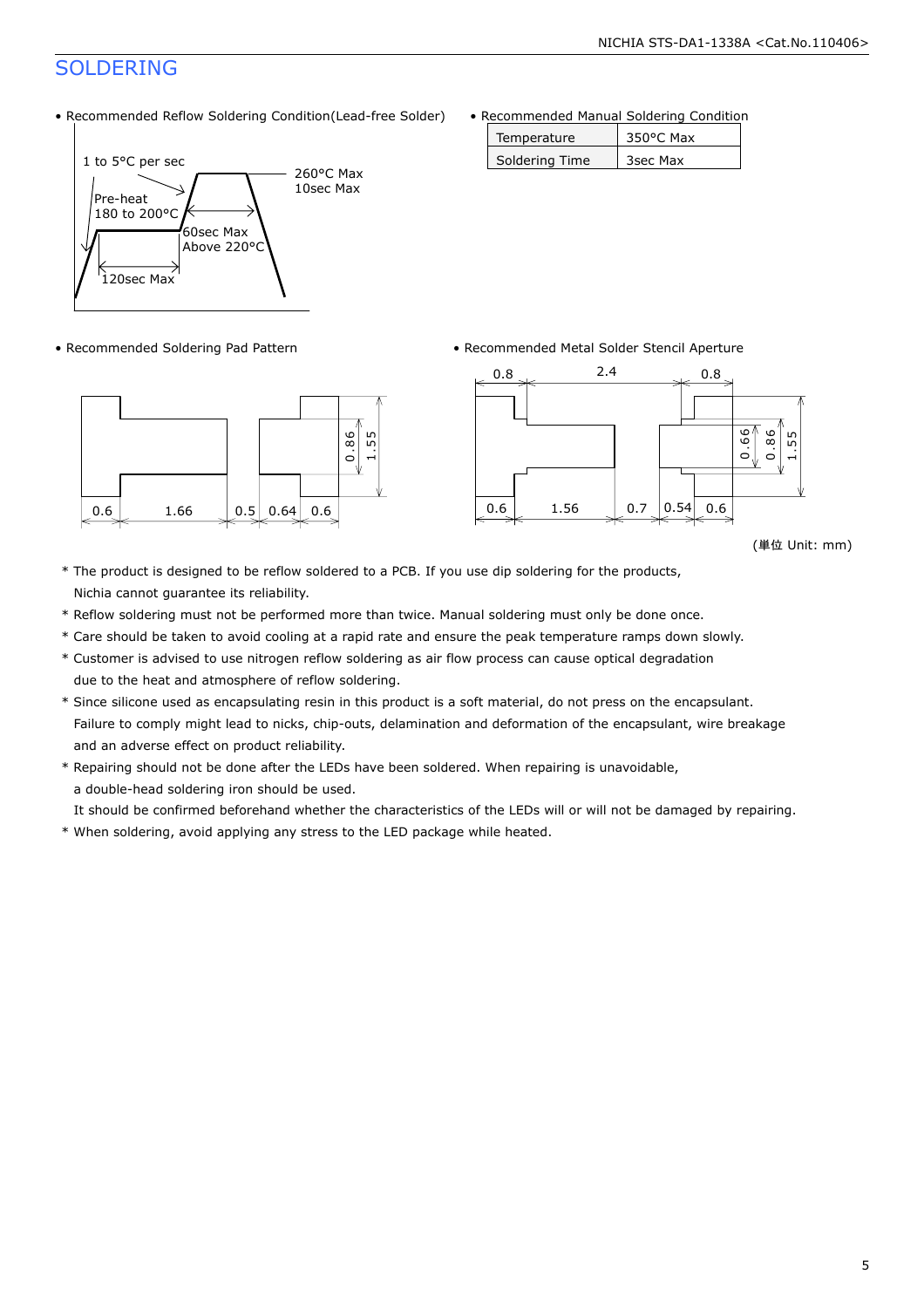## SOLDERING

- Recommended Reflow Soldering Condition(Lead-free Solder)

1 to 5°C per sec
Pre-heat 180 to 200°C
120sec Max
60sec Max Above 220°C
260°C Max 10sec Max

- Recommended Manual Soldering Condition

| Temperature | 350°C Max |
|---|---|
| Soldering Time | 3sec Max |

- Recommended Soldering Pad Pattern

0.6, 1.66, 0.5, 0.64, 0.6, 0.86, 1.55

- Recommended Metal Solder Stencil Aperture

0.8, 2.4, 0.8, 0.6, 1.56, 0.7, 0.54, 0.6, 0.66, 0.86, 1.55

(単位 Unit: mm)

* The product is designed to be reflow soldered to a PCB. If you use dip soldering for the products, Nichia cannot guarantee its reliability.
* Reflow soldering must not be performed more than twice. Manual soldering must only be done once.
* Care should be taken to avoid cooling at a rapid rate and ensure the peak temperature ramps down slowly.
* Customer is advised to use nitrogen reflow soldering as air flow process can cause optical degradation due to the heat and atmosphere of reflow soldering.
* Since silicone used as encapsulating resin in this product is a soft material, do not press on the encapsulant. Failure to comply might lead to nicks, chip-outs, delamination and deformation of the encapsulant, wire breakage and an adverse effect on product reliability.
* Repairing should not be done after the LEDs have been soldered. When repairing is unavoidable, a double-head soldering iron should be used. It should be confirmed beforehand whether the characteristics of the LEDs will or will not be damaged by repairing.
* When soldering, avoid applying any stress to the LED package while heated.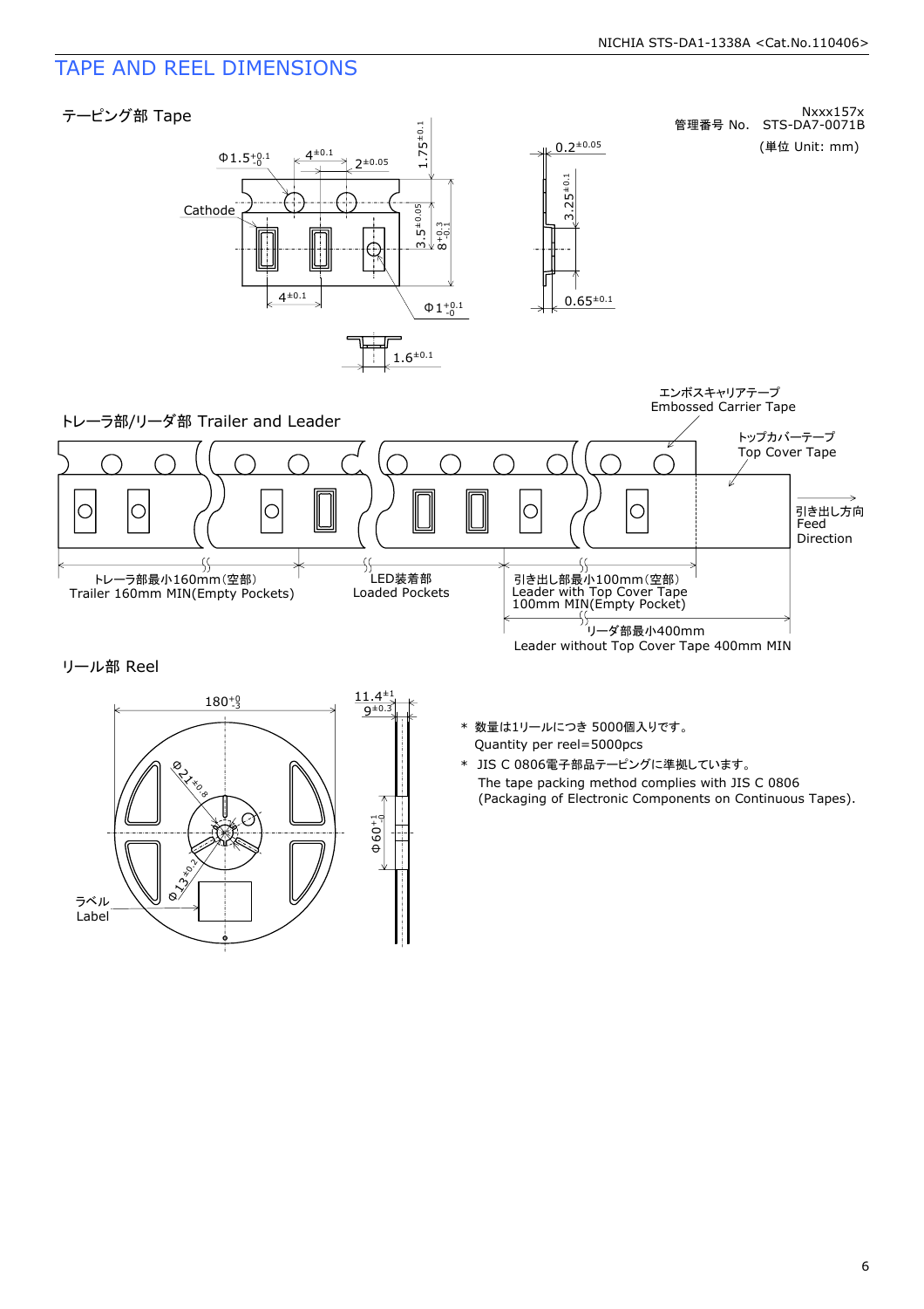# TAPE AND REEL DIMENSIONS

Nxxx157x

管理番号 No. STS-DA7-0071B

(単位 Unit: mm)

## テーピング部 Tape

$\Phi1.5^{+0.1}_{-0}$ $4^{\pm0.1}$ $2^{\pm0.05}$ $1.75^{\pm0.1}$ $3.5^{\pm0.05}$ $8^{+0.3}_{-0.1}$

Cathode

$4^{\pm0.1}$ $\Phi1^{+0.1}_{-0}$

$0.2^{\pm0.05}$ $3.25^{\pm0.1}$ $0.65^{\pm0.1}$

$1.6^{\pm0.1}$

## トレーラ部/リーダ部 Trailer and Leader

エンボスキャリアテープ
Embossed Carrier Tape

トップカバーテープ
Top Cover Tape

引き出し方向
Feed
Direction

トレーラ部最小160mm(空部)
Trailer 160mm MIN(Empty Pockets)

LED装着部
Loaded Pockets

引き出し部最小100mm(空部)
Leader with Top Cover Tape
100mm MIN(Empty Pocket)

リーダ部最小400mm
Leader without Top Cover Tape 400mm MIN

## リール部 Reel

$180^{+0}_{-3}$ $11.4^{\pm1}$ $9^{\pm0.3}$ $\Phi21^{\pm0.8}$ $\Phi13^{\pm0.2}$ $\Phi60^{+1}_{-0}$

ラベル
Label

* 数量は1リールにつき 5000個入りです。
  Quantity per reel=5000pcs
* JIS C 0806電子部品テーピングに準拠しています。
  The tape packing method complies with JIS C 0806
  (Packaging of Electronic Components on Continuous Tapes).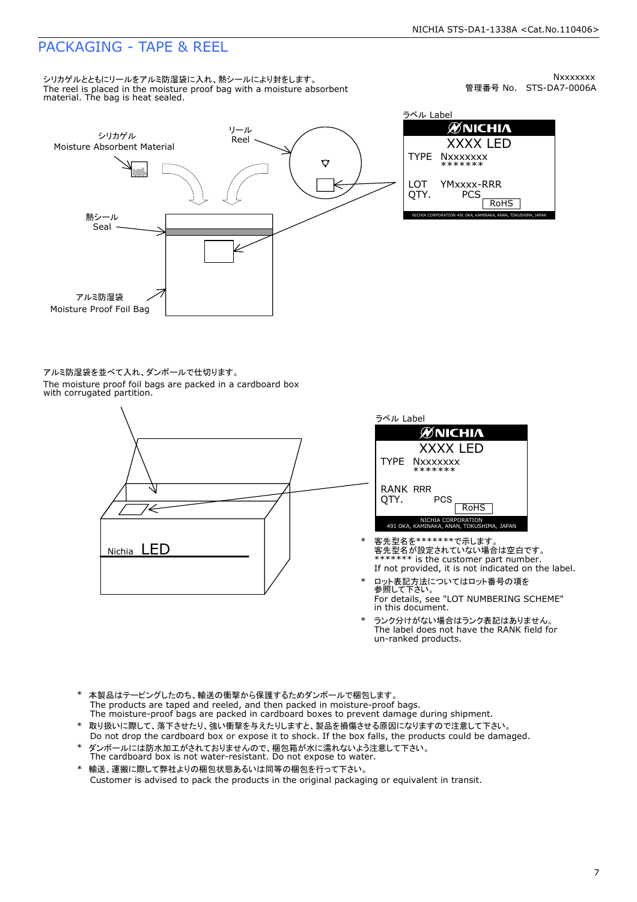# PACKAGING - TAPE & REEL

シリカゲルとともにリールをアルミ防湿袋に入れ、熱シールにより封をします。
The reel is placed in the moisture proof bag with a moisture absorbent material. The bag is heat sealed.

Nxxxxxxx
管理番号 No.　STS-DA7-0006A

シリカゲル
Moisture Absorbent Material

リール
Reel

熱シール
Seal

アルミ防湿袋
Moisture Proof Foil Bag

ラベル Label

NICHIA
XXXX LED
TYPE　Nxxxxxxx
*******
LOT　YMxxxx-RRR
QTY.　PCS
RoHS
NICHIA CORPORATION 491 OKA, KAMINAKA, ANAN, TOKUSHIMA, JAPAN

アルミ防湿袋を並べて入れ、ダンボールで仕切ります。
The moisture proof foil bags are packed in a cardboard box with corrugated partition.

Nichia LED

ラベル Label

NICHIA
XXXX LED
TYPE　Nxxxxxxx
*******
RANK　RRR
QTY.　PCS
RoHS
NICHIA CORPORATION
491 OKA, KAMINAKA, ANAN, TOKUSHIMA, JAPAN

- \* 客先型名を*******で示します。
  客先型名が設定されていない場合は空白です。
  ******* is the customer part number.
  If not provided, it is not indicated on the label.
- \* ロット表記方法についてはロット番号の項を参照して下さい。
  For details, see "LOT NUMBERING SCHEME" in this document.
- \* ランク分けがない場合はランク表記はありません。
  The label does not have the RANK field for un-ranked products.

- \* 本製品はテーピングしたのち、輸送の衝撃から保護するためダンボールで梱包します。
  The products are taped and reeled, and then packed in moisture-proof bags.
  The moisture-proof bags are packed in cardboard boxes to prevent damage during shipment.
- \* 取り扱いに際して、落下させたり、強い衝撃を与えたりしますと、製品を損傷させる原因になりますので注意して下さい。
  Do not drop the cardboard box or expose it to shock. If the box falls, the products could be damaged.
- \* ダンボールには防水加工がされておりませんので、梱包箱が水に濡れないよう注意して下さい。
  The cardboard box is not water-resistant. Do not expose to water.
- \* 輸送、運搬に際して弊社よりの梱包状態あるいは同等の梱包を行って下さい。
  Customer is advised to pack the products in the original packaging or equivalent in transit.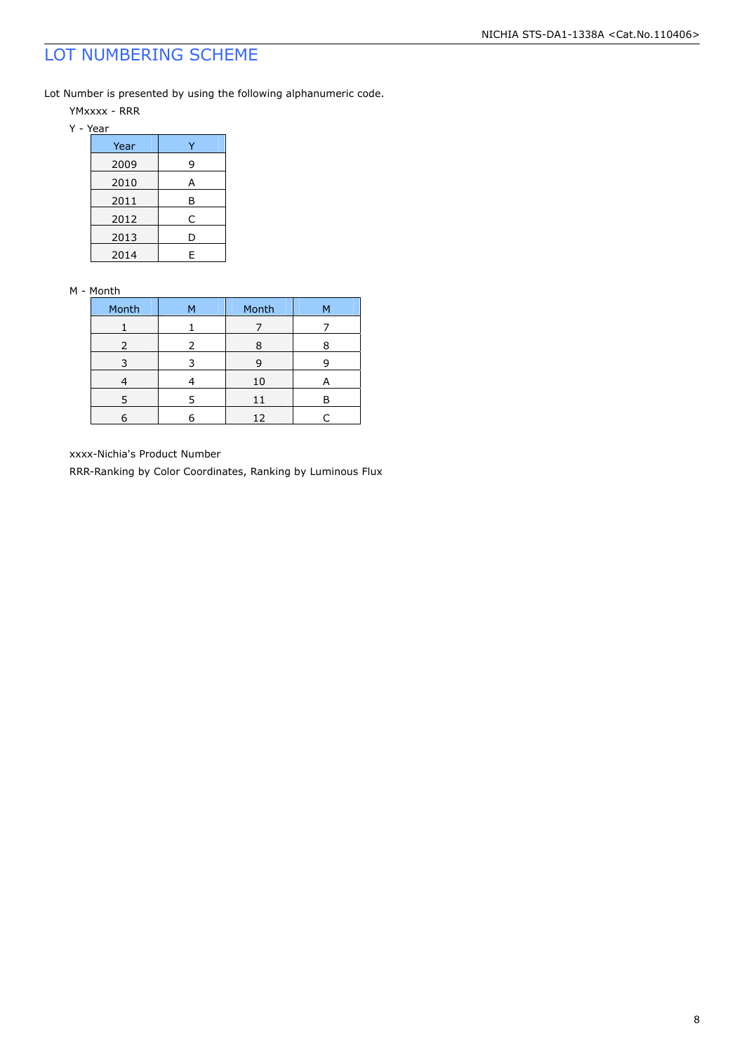# LOT NUMBERING SCHEME

Lot Number is presented by using the following alphanumeric code.

YMxxxx - RRR

Y - Year

| Year | Y |
|---|---|
| 2009 | 9 |
| 2010 | A |
| 2011 | B |
| 2012 | C |
| 2013 | D |
| 2014 | E |

M - Month

| Month | M | Month | M |
|---|---|---|---|
| 1 | 1 | 7 | 7 |
| 2 | 2 | 8 | 8 |
| 3 | 3 | 9 | 9 |
| 4 | 4 | 10 | A |
| 5 | 5 | 11 | B |
| 6 | 6 | 12 | C |

xxxx-Nichia's Product Number

RRR-Ranking by Color Coordinates, Ranking by Luminous Flux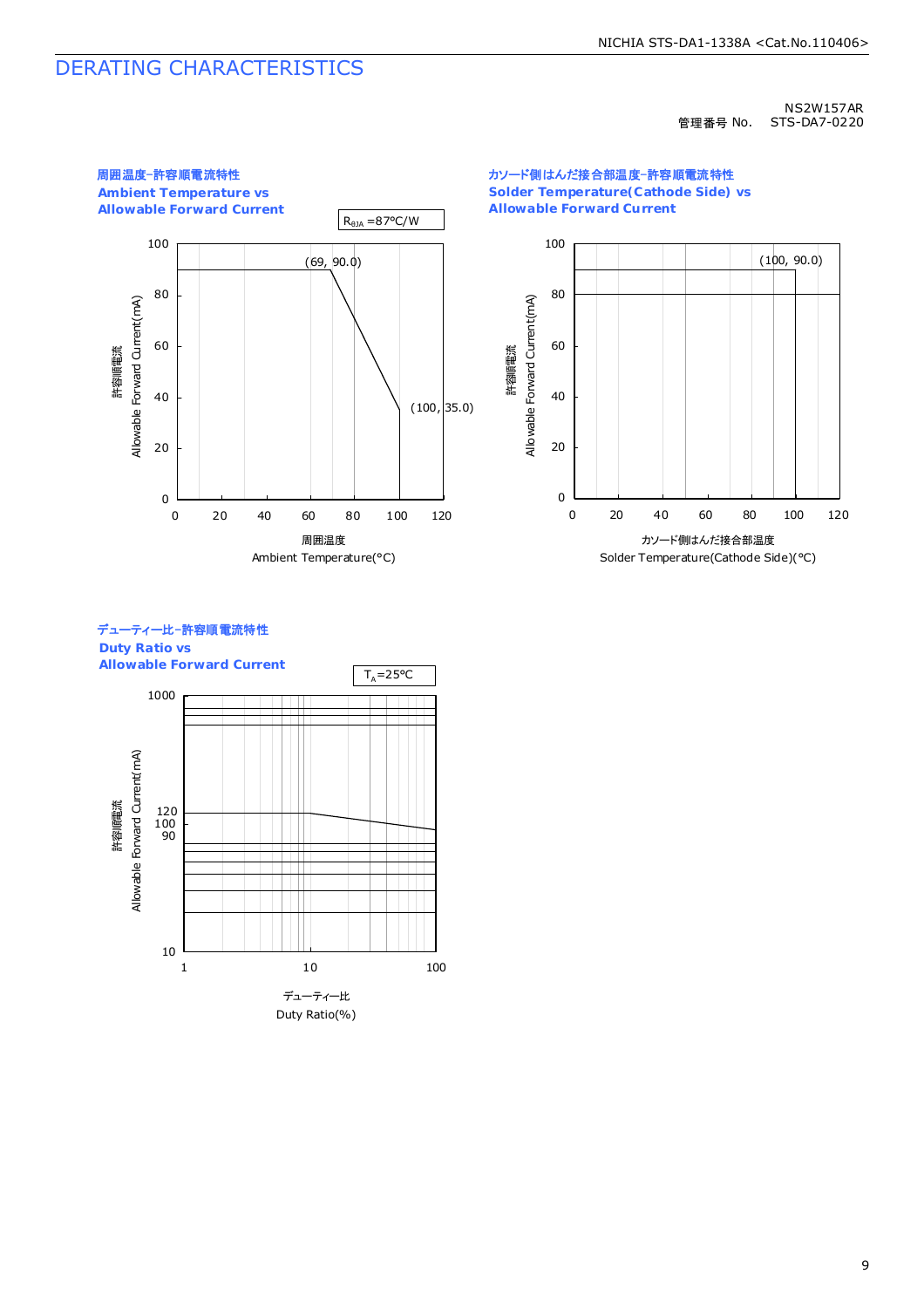# DERATING CHARACTERISTICS

NS2W157AR
管理番号 No.　STS-DA7-0220

**周囲温度-許容順電流特性**
**Ambient Temperature vs**
**Allowable Forward Current**

$R_{\theta JA}$ =87°C/W

(69, 90.0)
(100, 35.0)

許容順電流 Allowable Forward Current(mA)
0, 20, 40, 60, 80, 100

周囲温度 Ambient Temperature(°C)
0, 20, 40, 60, 80, 100, 120

**カソード側はんだ接合部温度-許容順電流特性**
**Solder Temperature(Cathode Side) vs**
**Allowable Forward Current**

(100, 90.0)

許容順電流 Allowable Forward Current(mA)
0, 20, 40, 60, 80, 100

カソード側はんだ接合部温度 Solder Temperature(Cathode Side)(°C)
0, 20, 40, 60, 80, 100, 120

**デューティー比-許容順電流特性**
**Duty Ratio vs**
**Allowable Forward Current**

$T_A$=25°C

許容順電流 Allowable Forward Current(mA)
10, 90, 100, 120, 1000

デューティー比 Duty Ratio(%)
1, 10, 100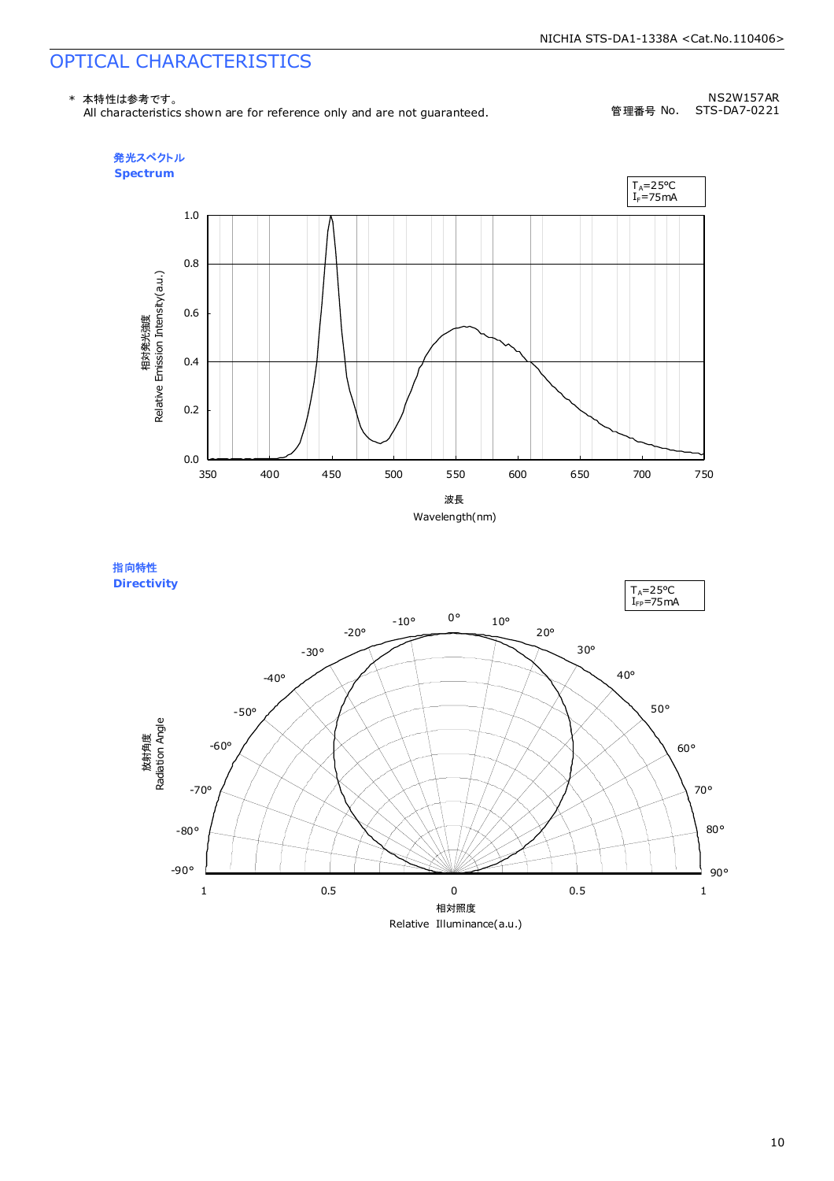# OPTICAL CHARACTERISTICS

\* 本特性は参考です。
All characteristics shown are for reference only and are not guaranteed.

NS2W157AR
管理番号 No. STS-DA7-0221

## 発光スペクトル
## Spectrum

$T_A$=25°C
$I_F$=75mA

相対発光強度
Relative Emission Intensity(a.u.)

波長
Wavelength(nm)

## 指向特性
## Directivity

$T_A$=25°C
$I_{FP}$=75mA

放射角度
Radiation Angle

相対照度
Relative Illuminance(a.u.)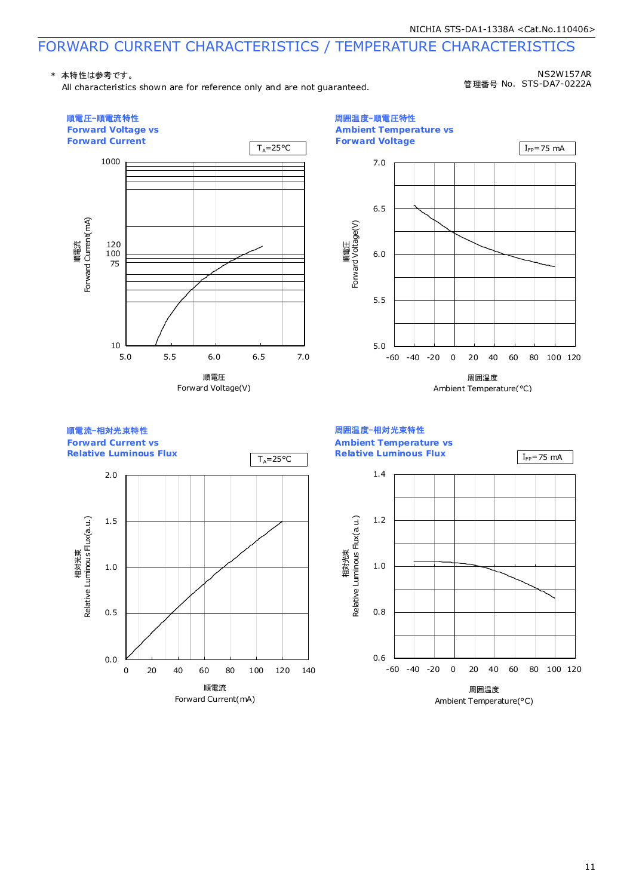# FORWARD CURRENT CHARACTERISTICS / TEMPERATURE CHARACTERISTICS

\* 本特性は参考です。
All characteristics shown are for reference only and are not guaranteed.

NS2W157AR
管理番号 No. STS-DA7-0222A

## 順電圧-順電流特性
## Forward Voltage vs Forward Current

$T_A$=25°C

順電流 Forward Current(mA): 10, 75, 100, 120, 1000

順電圧 Forward Voltage(V): 5.0, 5.5, 6.0, 6.5, 7.0

## 周囲温度-順電圧特性
## Ambient Temperature vs Forward Voltage

$I_{FP}$=75 mA

順電圧 Forward Voltage(V): 5.0, 5.5, 6.0, 6.5, 7.0

周囲温度 Ambient Temperature(°C): -60, -40, -20, 0, 20, 40, 60, 80, 100, 120

## 順電流-相対光束特性
## Forward Current vs Relative Luminous Flux

$T_A$=25°C

相対光束 Relative Luminous Flux(a.u.): 0.0, 0.5, 1.0, 1.5, 2.0

順電流 Forward Current(mA): 0, 20, 40, 60, 80, 100, 120, 140

## 周囲温度-相対光束特性
## Ambient Temperature vs Relative Luminous Flux

$I_{FP}$=75 mA

相対光束 Relative Luminous Flux(a.u.): 0.6, 0.8, 1.0, 1.2, 1.4

周囲温度 Ambient Temperature(°C): -60, -40, -20, 0, 20, 40, 60, 80, 100, 120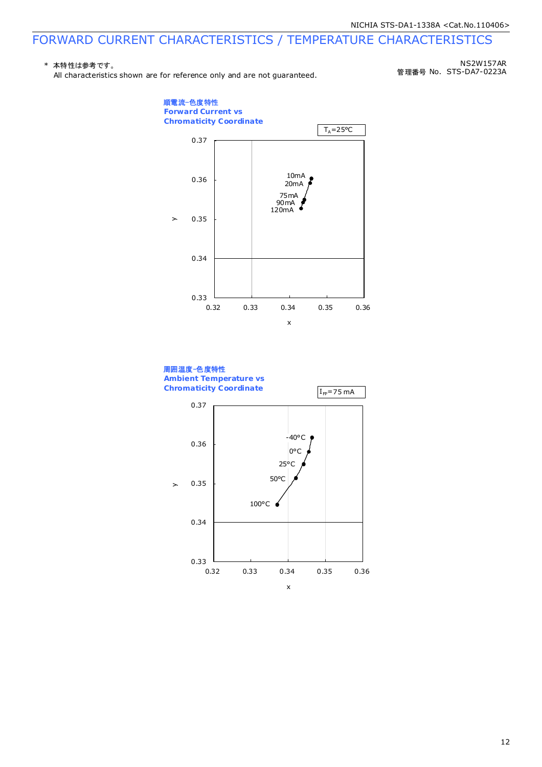# FORWARD CURRENT CHARACTERISTICS / TEMPERATURE CHARACTERISTICS

\* 本特性は参考です。
All characteristics shown are for reference only and are not guaranteed.

NS2W157AR
管理番号 No. STS-DA7-0223A

**順電流-色度特性**
**Forward Current vs Chromaticity Coordinate**

$T_A$=25°C

0.37
0.36
0.35
0.34
0.33
y

0.32 0.33 0.34 0.35 0.36
x

10mA
20mA
75mA
90mA
120mA

**周囲温度-色度特性**
**Ambient Temperature vs Chromaticity Coordinate**

$I_{FP}$=75 mA

0.37
0.36
0.35
0.34
0.33
y

0.32 0.33 0.34 0.35 0.36
x

-40°C
0°C
25°C
50°C
100°C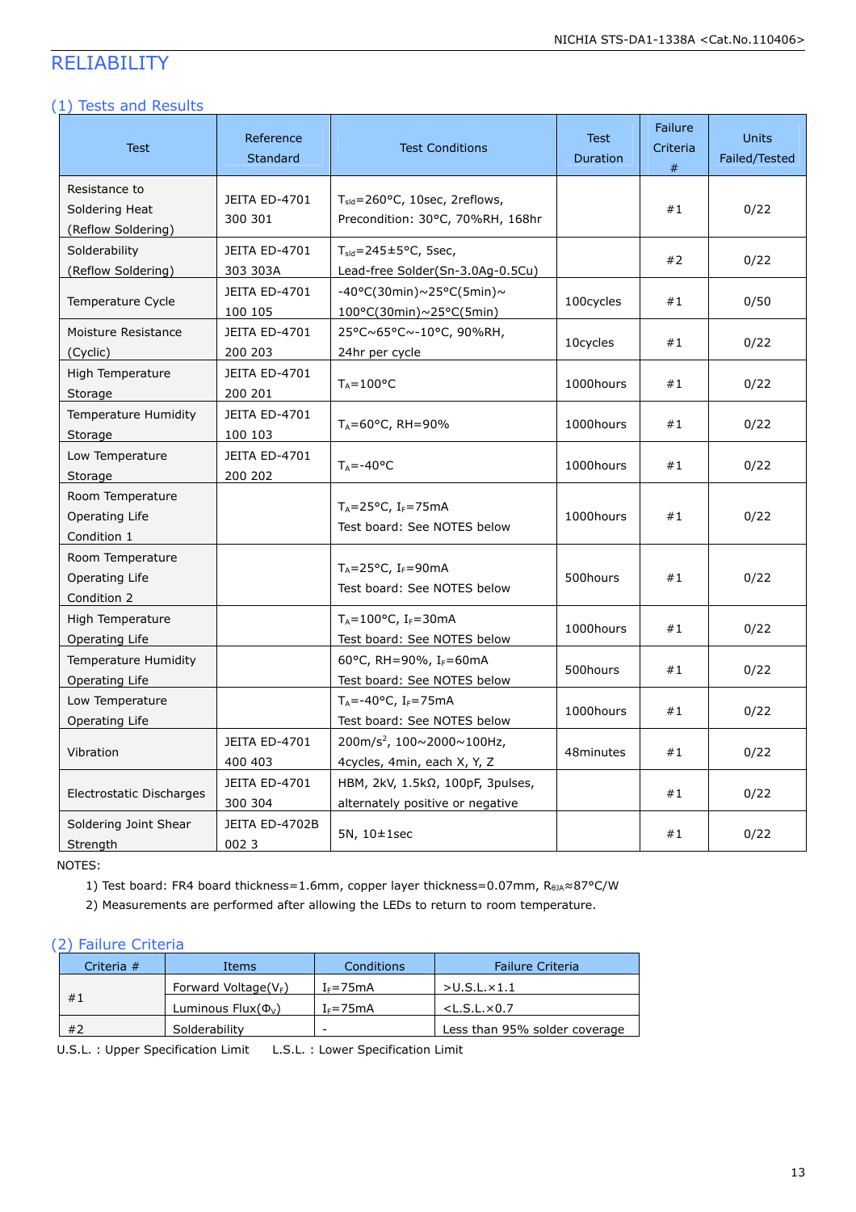# RELIABILITY

## (1) Tests and Results

| Test | Reference Standard | Test Conditions | Test Duration | Failure Criteria # | Units Failed/Tested |
|---|---|---|---|---|---|
| Resistance to Soldering Heat (Reflow Soldering) | JEITA ED-4701 300 301 | $T_{sld}$=260°C, 10sec, 2reflows, Precondition: 30°C, 70%RH, 168hr | | #1 | 0/22 |
| Solderability (Reflow Soldering) | JEITA ED-4701 303 303A | $T_{sld}$=245±5°C, 5sec, Lead-free Solder(Sn-3.0Ag-0.5Cu) | | #2 | 0/22 |
| Temperature Cycle | JEITA ED-4701 100 105 | -40°C(30min)~25°C(5min)~100°C(30min)~25°C(5min) | 100cycles | #1 | 0/50 |
| Moisture Resistance (Cyclic) | JEITA ED-4701 200 203 | 25°C~65°C~-10°C, 90%RH, 24hr per cycle | 10cycles | #1 | 0/22 |
| High Temperature Storage | JEITA ED-4701 200 201 | $T_A$=100°C | 1000hours | #1 | 0/22 |
| Temperature Humidity Storage | JEITA ED-4701 100 103 | $T_A$=60°C, RH=90% | 1000hours | #1 | 0/22 |
| Low Temperature Storage | JEITA ED-4701 200 202 | $T_A$=-40°C | 1000hours | #1 | 0/22 |
| Room Temperature Operating Life Condition 1 | | $T_A$=25°C, $I_F$=75mA Test board: See NOTES below | 1000hours | #1 | 0/22 |
| Room Temperature Operating Life Condition 2 | | $T_A$=25°C, $I_F$=90mA Test board: See NOTES below | 500hours | #1 | 0/22 |
| High Temperature Operating Life | | $T_A$=100°C, $I_F$=30mA Test board: See NOTES below | 1000hours | #1 | 0/22 |
| Temperature Humidity Operating Life | | 60°C, RH=90%, $I_F$=60mA Test board: See NOTES below | 500hours | #1 | 0/22 |
| Low Temperature Operating Life | | $T_A$=-40°C, $I_F$=75mA Test board: See NOTES below | 1000hours | #1 | 0/22 |
| Vibration | JEITA ED-4701 400 403 | 200m/s$^2$, 100~2000~100Hz, 4cycles, 4min, each X, Y, Z | 48minutes | #1 | 0/22 |
| Electrostatic Discharges | JEITA ED-4701 300 304 | HBM, 2kV, 1.5kΩ, 100pF, 3pulses, alternately positive or negative | | #1 | 0/22 |
| Soldering Joint Shear Strength | JEITA ED-4702B 002 3 | 5N, 10±1sec | | #1 | 0/22 |

NOTES:

1) Test board: FR4 board thickness=1.6mm, copper layer thickness=0.07mm, $R_{\theta JA}$≈87°C/W
2) Measurements are performed after allowing the LEDs to return to room temperature.

## (2) Failure Criteria

| Criteria # | Items | Conditions | Failure Criteria |
|---|---|---|---|
| #1 | Forward Voltage($V_F$) | $I_F$=75mA | >U.S.L.×1.1 |
| | Luminous Flux($\Phi_V$) | $I_F$=75mA | <L.S.L.×0.7 |
| #2 | Solderability | - | Less than 95% solder coverage |

U.S.L. : Upper Specification Limit  L.S.L. : Lower Specification Limit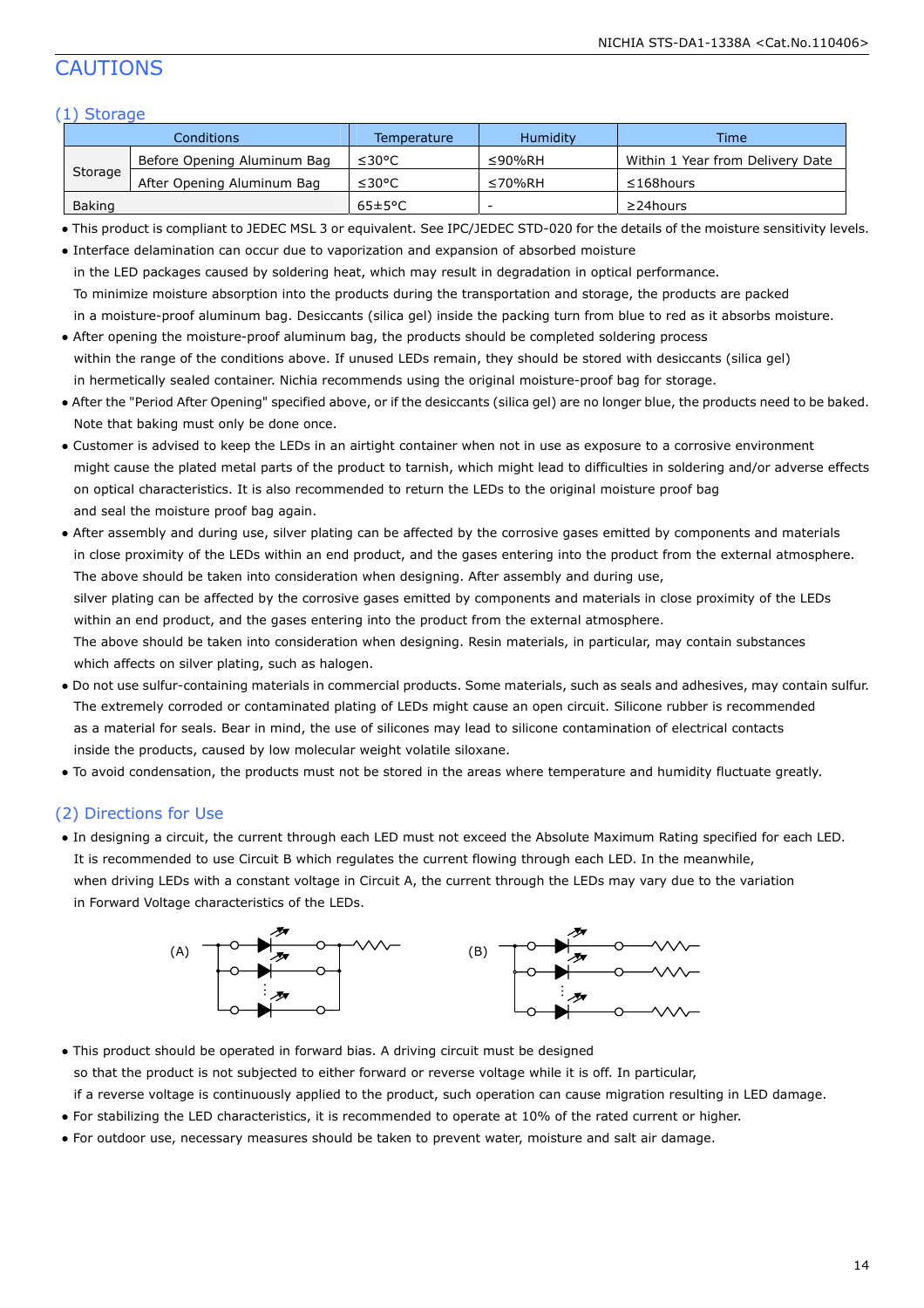# CAUTIONS

## (1) Storage

| Conditions | | Temperature | Humidity | Time |
|---|---|---|---|---|
| Storage | Before Opening Aluminum Bag | ≤30°C | ≤90%RH | Within 1 Year from Delivery Date |
| | After Opening Aluminum Bag | ≤30°C | ≤70%RH | ≤168hours |
| Baking | | 65±5°C | - | ≥24hours |

- This product is compliant to JEDEC MSL 3 or equivalent. See IPC/JEDEC STD-020 for the details of the moisture sensitivity levels.
- Interface delamination can occur due to vaporization and expansion of absorbed moisture in the LED packages caused by soldering heat, which may result in degradation in optical performance. To minimize moisture absorption into the products during the transportation and storage, the products are packed in a moisture-proof aluminum bag. Desiccants (silica gel) inside the packing turn from blue to red as it absorbs moisture.
- After opening the moisture-proof aluminum bag, the products should be completed soldering process within the range of the conditions above. If unused LEDs remain, they should be stored with desiccants (silica gel) in hermetically sealed container. Nichia recommends using the original moisture-proof bag for storage.
- After the "Period After Opening" specified above, or if the desiccants (silica gel) are no longer blue, the products need to be baked. Note that baking must only be done once.
- Customer is advised to keep the LEDs in an airtight container when not in use as exposure to a corrosive environment might cause the plated metal parts of the product to tarnish, which might lead to difficulties in soldering and/or adverse effects on optical characteristics. It is also recommended to return the LEDs to the original moisture proof bag and seal the moisture proof bag again.
- After assembly and during use, silver plating can be affected by the corrosive gases emitted by components and materials in close proximity of the LEDs within an end product, and the gases entering into the product from the external atmosphere. The above should be taken into consideration when designing. After assembly and during use, silver plating can be affected by the corrosive gases emitted by components and materials in close proximity of the LEDs within an end product, and the gases entering into the product from the external atmosphere. The above should be taken into consideration when designing. Resin materials, in particular, may contain substances which affects on silver plating, such as halogen.
- Do not use sulfur-containing materials in commercial products. Some materials, such as seals and adhesives, may contain sulfur. The extremely corroded or contaminated plating of LEDs might cause an open circuit. Silicone rubber is recommended as a material for seals. Bear in mind, the use of silicones may lead to silicone contamination of electrical contacts inside the products, caused by low molecular weight volatile siloxane.
- To avoid condensation, the products must not be stored in the areas where temperature and humidity fluctuate greatly.

## (2) Directions for Use

- In designing a circuit, the current through each LED must not exceed the Absolute Maximum Rating specified for each LED. It is recommended to use Circuit B which regulates the current flowing through each LED. In the meanwhile, when driving LEDs with a constant voltage in Circuit A, the current through the LEDs may vary due to the variation in Forward Voltage characteristics of the LEDs.

(A) (B)

- This product should be operated in forward bias. A driving circuit must be designed so that the product is not subjected to either forward or reverse voltage while it is off. In particular, if a reverse voltage is continuously applied to the product, such operation can cause migration resulting in LED damage.
- For stabilizing the LED characteristics, it is recommended to operate at 10% of the rated current or higher.
- For outdoor use, necessary measures should be taken to prevent water, moisture and salt air damage.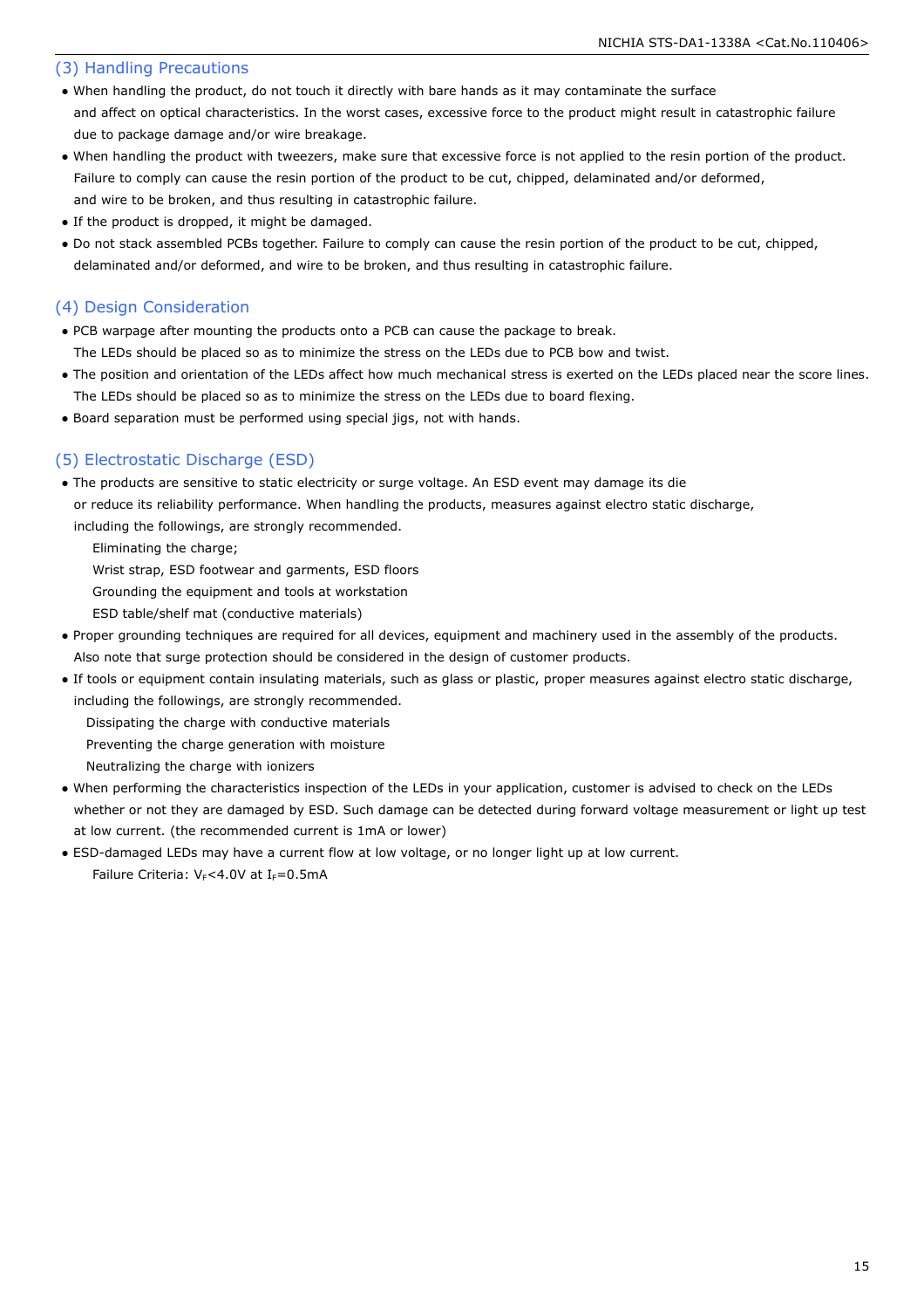## (3) Handling Precautions

- When handling the product, do not touch it directly with bare hands as it may contaminate the surface and affect on optical characteristics. In the worst cases, excessive force to the product might result in catastrophic failure due to package damage and/or wire breakage.
- When handling the product with tweezers, make sure that excessive force is not applied to the resin portion of the product. Failure to comply can cause the resin portion of the product to be cut, chipped, delaminated and/or deformed, and wire to be broken, and thus resulting in catastrophic failure.
- If the product is dropped, it might be damaged.
- Do not stack assembled PCBs together. Failure to comply can cause the resin portion of the product to be cut, chipped, delaminated and/or deformed, and wire to be broken, and thus resulting in catastrophic failure.

## (4) Design Consideration

- PCB warpage after mounting the products onto a PCB can cause the package to break. The LEDs should be placed so as to minimize the stress on the LEDs due to PCB bow and twist.
- The position and orientation of the LEDs affect how much mechanical stress is exerted on the LEDs placed near the score lines. The LEDs should be placed so as to minimize the stress on the LEDs due to board flexing.
- Board separation must be performed using special jigs, not with hands.

## (5) Electrostatic Discharge (ESD)

- The products are sensitive to static electricity or surge voltage. An ESD event may damage its die or reduce its reliability performance. When handling the products, measures against electro static discharge, including the followings, are strongly recommended.

  Eliminating the charge;

  Wrist strap, ESD footwear and garments, ESD floors

  Grounding the equipment and tools at workstation

  ESD table/shelf mat (conductive materials)
- Proper grounding techniques are required for all devices, equipment and machinery used in the assembly of the products. Also note that surge protection should be considered in the design of customer products.
- If tools or equipment contain insulating materials, such as glass or plastic, proper measures against electro static discharge, including the followings, are strongly recommended.

  Dissipating the charge with conductive materials

  Preventing the charge generation with moisture

  Neutralizing the charge with ionizers
- When performing the characteristics inspection of the LEDs in your application, customer is advised to check on the LEDs whether or not they are damaged by ESD. Such damage can be detected during forward voltage measurement or light up test at low current. (the recommended current is 1mA or lower)
- ESD-damaged LEDs may have a current flow at low voltage, or no longer light up at low current.

  Failure Criteria: $V_F$<4.0V at $I_F$=0.5mA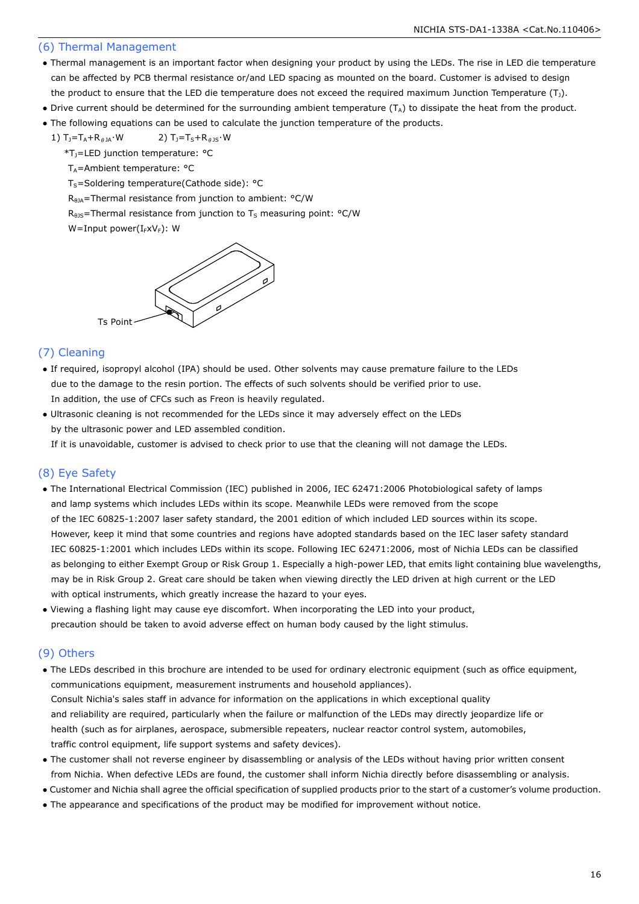## (6) Thermal Management

- Thermal management is an important factor when designing your product by using the LEDs. The rise in LED die temperature can be affected by PCB thermal resistance or/and LED spacing as mounted on the board. Customer is advised to design the product to ensure that the LED die temperature does not exceed the required maximum Junction Temperature ($T_J$).
- Drive current should be determined for the surrounding ambient temperature ($T_A$) to dissipate the heat from the product.
- The following equations can be used to calculate the junction temperature of the products.

  1) $T_J=T_A+R_{\theta JA}\cdot W$ 2) $T_J=T_S+R_{\theta JS}\cdot W$

  *$T_J$=LED junction temperature: °C

  $T_A$=Ambient temperature: °C

  $T_S$=Soldering temperature(Cathode side): °C

  $R_{\theta JA}$=Thermal resistance from junction to ambient: °C/W

  $R_{\theta JS}$=Thermal resistance from junction to $T_S$ measuring point: °C/W

  W=Input power($I_F$x$V_F$): W

Ts Point

## (7) Cleaning

- If required, isopropyl alcohol (IPA) should be used. Other solvents may cause premature failure to the LEDs due to the damage to the resin portion. The effects of such solvents should be verified prior to use. In addition, the use of CFCs such as Freon is heavily regulated.
- Ultrasonic cleaning is not recommended for the LEDs since it may adversely effect on the LEDs by the ultrasonic power and LED assembled condition. If it is unavoidable, customer is advised to check prior to use that the cleaning will not damage the LEDs.

## (8) Eye Safety

- The International Electrical Commission (IEC) published in 2006, IEC 62471:2006 Photobiological safety of lamps and lamp systems which includes LEDs within its scope. Meanwhile LEDs were removed from the scope of the IEC 60825-1:2007 laser safety standard, the 2001 edition of which included LED sources within its scope. However, keep it mind that some countries and regions have adopted standards based on the IEC laser safety standard IEC 60825-1:2001 which includes LEDs within its scope. Following IEC 62471:2006, most of Nichia LEDs can be classified as belonging to either Exempt Group or Risk Group 1. Especially a high-power LED, that emits light containing blue wavelengths, may be in Risk Group 2. Great care should be taken when viewing directly the LED driven at high current or the LED with optical instruments, which greatly increase the hazard to your eyes.
- Viewing a flashing light may cause eye discomfort. When incorporating the LED into your product, precaution should be taken to avoid adverse effect on human body caused by the light stimulus.

## (9) Others

- The LEDs described in this brochure are intended to be used for ordinary electronic equipment (such as office equipment, communications equipment, measurement instruments and household appliances). Consult Nichia's sales staff in advance for information on the applications in which exceptional quality and reliability are required, particularly when the failure or malfunction of the LEDs may directly jeopardize life or health (such as for airplanes, aerospace, submersible repeaters, nuclear reactor control system, automobiles, traffic control equipment, life support systems and safety devices).
- The customer shall not reverse engineer by disassembling or analysis of the LEDs without having prior written consent from Nichia. When defective LEDs are found, the customer shall inform Nichia directly before disassembling or analysis.
- Customer and Nichia shall agree the official specification of supplied products prior to the start of a customer's volume production.
- The appearance and specifications of the product may be modified for improvement without notice.